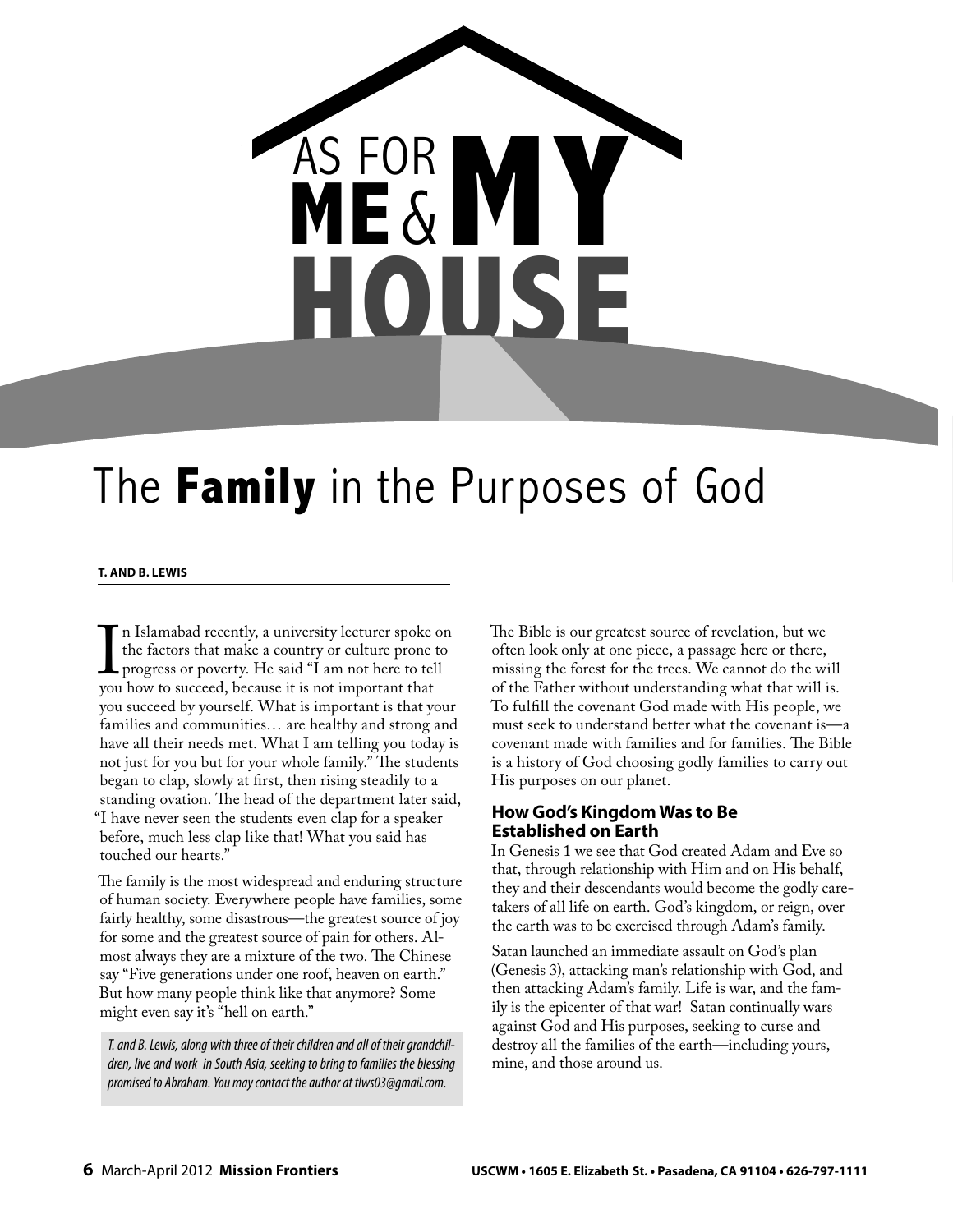# AS FOR ME & MY HOUSE

## The **Family** in the Purposes of God

**T. AND B. LEWIS**

In Islamabad recently, a university lecturer spoke on the factors that make a country or culture prone to progress or poverty. He said "I am not here to tell you how to succeed, because it is not important that you succeed by yourself. What is important is that your families and communities… are healthy and strong and have all their needs met. What I am telling you today is not just for you but for your whole family." The students began to clap, slowly at first, then rising steadily to a standing ovation. The head of the department later said, "I have never seen the students even clap for a speaker before, much less clap like that! What you said has touched our hearts."

The family is the most widespread and enduring structure of human society. Everywhere people have families, some fairly healthy, some disastrous—the greatest source of joy for some and the greatest source of pain for others. Almost always they are a mixture of the two. The Chinese say "Five generations under one roof, heaven on earth." But how many people think like that anymore? Some might even say it's "hell on earth."

*T. and B. Lewis, along with three of their children and all of their grandchildren, live and work in South Asia, seeking to bring to families the blessing promised to Abraham. You may contact the author at tlws03@gmail.com.*

The Bible is our greatest source of revelation, but we often look only at one piece, a passage here or there, missing the forest for the trees. We cannot do the will of the Father without understanding what that will is. To fulfill the covenant God made with His people, we must seek to understand better what the covenant is—a covenant made with families and for families. The Bible is a history of God choosing godly families to carry out His purposes on our planet.

### How God's Kingdom Was to Be Established on Earth

In Genesis 1 we see that God created Adam and Eve so that, through relationship with Him and on His behalf, they and their descendants would become the godly caretakers of all life on earth. God's kingdom, or reign, over the earth was to be exercised through Adam's family.

Satan launched an immediate assault on God's plan (Genesis 3), attacking man's relationship with God, and then attacking Adam's family. Life is war, and the family is the epicenter of that war! Satan continually wars against God and His purposes, seeking to curse and destroy all the families of the earth—including yours, mine, and those around us.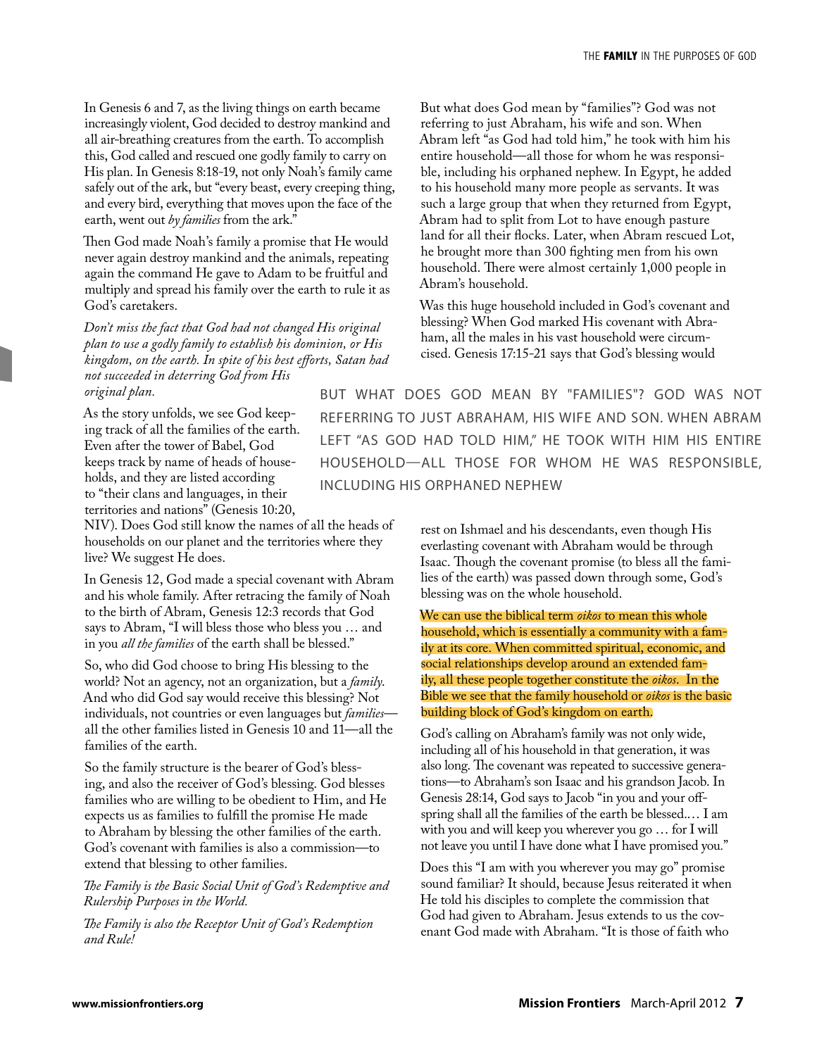In Genesis 6 and 7, as the living things on earth became increasingly violent, God decided to destroy mankind and all air-breathing creatures from the earth. To accomplish this, God called and rescued one godly family to carry on His plan. In Genesis 8:18-19, not only Noah's family came safely out of the ark, but "every beast, every creeping thing, and every bird, everything that moves upon the face of the earth, went out *by families* from the ark."

Then God made Noah's family a promise that He would never again destroy mankind and the animals, repeating again the command He gave to Adam to be fruitful and multiply and spread his family over the earth to rule it as God's caretakers.

*Don't miss the fact that God had not changed His original plan to use a godly family to establish his dominion, or His kingdom, on the earth. In spite of his best efforts, Satan had not succeeded in deterring God from His original plan.*

As the story unfolds, we see God keeping track of all the families of the earth. Even after the tower of Babel, God keeps track by name of heads of households, and they are listed according to "their clans and languages, in their territories and nations" (Genesis 10:20, NIV). Does God still know the names of all the heads of households on our planet and the territories where they live? We suggest He does.

In Genesis 12, God made a special covenant with Abram and his whole family. After retracing the family of Noah to the birth of Abram, Genesis 12:3 records that God says to Abram, "I will bless those who bless you … and in you *all the families* of the earth shall be blessed."

So, who did God choose to bring His blessing to the world? Not an agency, not an organization, but a *family*. And who did God say would receive this blessing? Not individuals, not countries or even languages but *families*—all the other families listed in Genesis 10 and 11—all the families of the earth.

So the family structure is the bearer of God's blessing, and also the receiver of God's blessing. God blesses families who are willing to be obedient to Him, and He expects us as families to fulfill the promise He made to Abraham by blessing the other families of the earth. God's covenant with families is also a commission—to extend that blessing to other families.

*The Family is the Basic Social Unit of God's Redemptive and Rulership Purposes in the World.*

*The Family is also the Receptor Unit of God's Redemption and Rule!*

But what does God mean by "families"? God was not referring to just Abraham, his wife and son. When Abram left "as God had told him," he took with him his entire household—all those for whom he was responsible, including his orphaned nephew. In Egypt, he added to his household many more people as servants. It was such a large group that when they returned from Egypt, Abram had to split from Lot to have enough pasture land for all their flocks. Later, when Abram rescued Lot, he brought more than 300 fighting men from his own household. There were almost certainly 1,000 people in Abram's household.

Was this huge household included in God's covenant and blessing? When God marked His covenant with Abraham, all the males in his vast household were circumcised. Genesis 17:15-21 says that God's blessing would rest on Ishmael and his descendants, even though His everlasting covenant with Abraham would be through Isaac. Though the covenant promise (to bless all the families of the earth) was passed down through some, God's blessing was on the whole household.

> BUT WHAT DOES GOD MEAN BY "FAMILIES"? GOD WAS NOT REFERRING TO JUST ABRAHAM, HIS WIFE AND SON. WHEN ABRAM LEFT "AS GOD HAD TOLD HIM," HE TOOK WITH HIM HIS ENTIRE HOUSEHOLD—ALL THOSE FOR WHOM HE WAS RESPONSIBLE, INCLUDING HIS ORPHANED NEPHEW

We can use the biblical term *oikos* to mean this whole household, which is essentially a community with a family at its core. When committed spiritual, economic, and social relationships develop around an extended family, all these people together constitute the *oikos*. In the Bible we see that the family household or *oikos* is the basic building block of God's kingdom on earth.

God's calling on Abraham's family was not only wide, including all of his household in that generation, it was also long. The covenant was repeated to successive generations—to Abraham's son Isaac and his grandson Jacob. In Genesis 28:14, God says to Jacob "in you and your offspring shall all the families of the earth be blessed.… I am with you and will keep you wherever you go … for I will not leave you until I have done what I have promised you."

Does this "I am with you wherever you may go" promise sound familiar? It should, because Jesus reiterated it when He told his disciples to complete the commission that God had given to Abraham. Jesus extends to us the covenant God made with Abraham. "It is those of faith who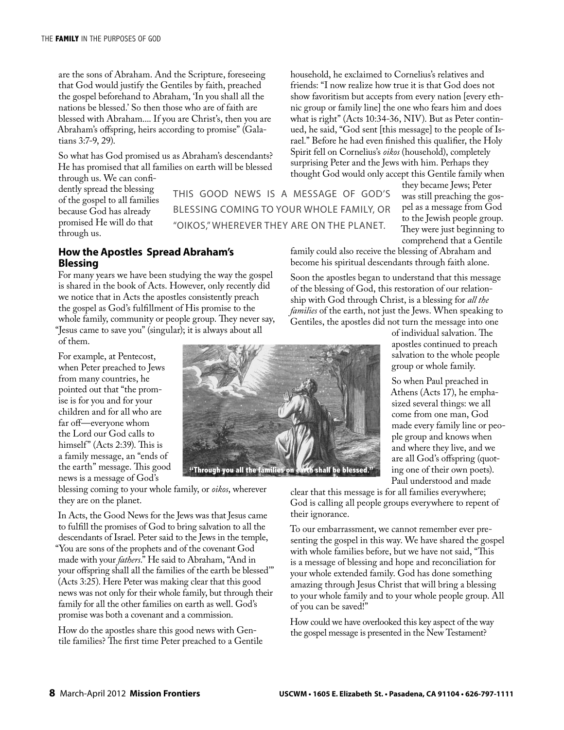are the sons of Abraham. And the Scripture, foreseeing that God would justify the Gentiles by faith, preached the gospel beforehand to Abraham, 'In you shall all the nations be blessed.' So then those who are of faith are blessed with Abraham.... If you are Christ's, then you are Abraham's offspring, heirs according to promise" (Galatians 3:7-9, 29).

So what has God promised us as Abraham's descendants? He has promised that all families on earth will be blessed through us. We can confidently spread the blessing of the gospel to all families because God has already promised He will do that through us.

THIS GOOD NEWS IS A MESSAGE OF GOD'S BLESSING COMING TO YOUR WHOLE FAMILY, OR "OIKOS," WHEREVER THEY ARE ON THE PLANET.

## How the Apostles Spread Abraham's Blessing

For many years we have been studying the way the gospel is shared in the book of Acts. However, only recently did we notice that in Acts the apostles consistently preach the gospel as God's fulfillment of His promise to the whole family, community or people group. They never say, "Jesus came to save you" (singular); it is always about all of them.

For example, at Pentecost, when Peter preached to Jews from many countries, he pointed out that "the promise is for you and for your children and for all who are far off—everyone whom the Lord our God calls to himself" (Acts 2:39). This is a family message, an "ends of the earth" message. This good news is a message of God's blessing coming to your whole family, or *oikos*, wherever they are on the planet.

"Through you all the families on earth shall be blessed."

In Acts, the Good News for the Jews was that Jesus came to fulfill the promises of God to bring salvation to all the descendants of Israel. Peter said to the Jews in the temple, "You are sons of the prophets and of the covenant God made with your *fathers*." He said to Abraham, "And in your offspring shall all the families of the earth be blessed'" (Acts 3:25). Here Peter was making clear that this good news was not only for their whole family, but through their family for all the other families on earth as well. God's promise was both a covenant and a commission.

How do the apostles share this good news with Gentile families? The first time Peter preached to a Gentile household, he exclaimed to Cornelius's relatives and friends: "I now realize how true it is that God does not show favoritism but accepts from every nation [every ethnic group or family line] the one who fears him and does what is right" (Acts 10:34-36, NIV). But as Peter continued, he said, "God sent [this message] to the people of Israel." Before he had even finished this qualifier, the Holy Spirit fell on Cornelius's *oikos* (household), completely surprising Peter and the Jews with him. Perhaps they thought God would only accept this Gentile family when they became Jews; Peter was still preaching the gospel as a message from God to the Jewish people group. They were just beginning to comprehend that a Gentile family could also receive the blessing of Abraham and become his spiritual descendants through faith alone.

Soon the apostles began to understand that this message of the blessing of God, this restoration of our relationship with God through Christ, is a blessing for *all the families* of the earth, not just the Jews. When speaking to Gentiles, the apostles did not turn the message into one of individual salvation. The apostles continued to preach salvation to the whole people group or whole family.

So when Paul preached in Athens (Acts 17), he emphasized several things: we all come from one man, God made every family line or people group and knows when and where they live, and we are all God's offspring (quoting one of their own poets). Paul understood and made clear that this message is for all families everywhere; God is calling all people groups everywhere to repent of their ignorance.

To our embarrassment, we cannot remember ever presenting the gospel in this way. We have shared the gospel with whole families before, but we have not said, "This is a message of blessing and hope and reconciliation for your whole extended family. God has done something amazing through Jesus Christ that will bring a blessing to your whole family and to your whole people group. All of you can be saved!"

How could we have overlooked this key aspect of the way the gospel message is presented in the New Testament?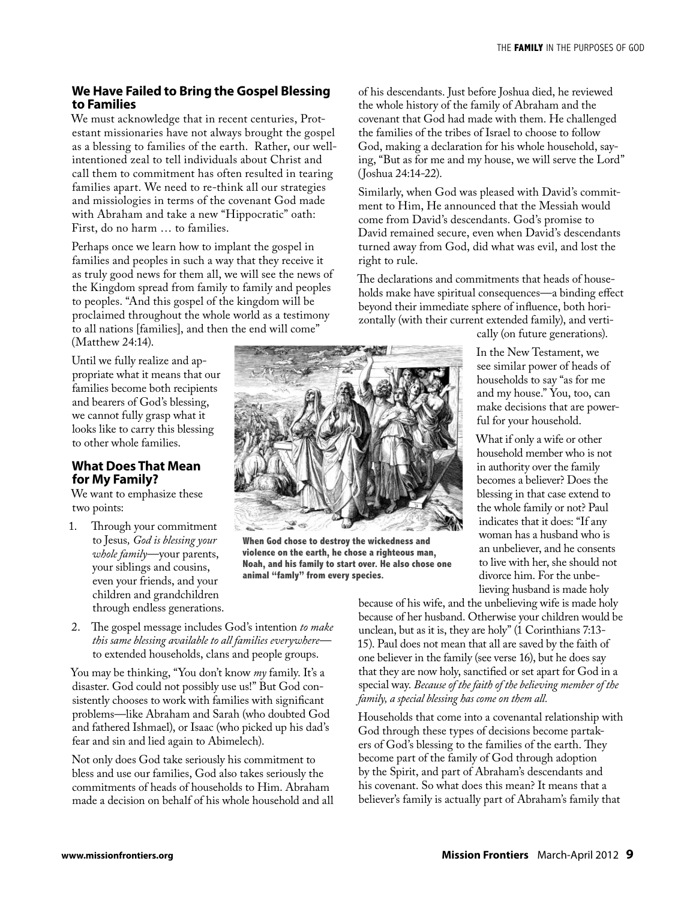## We Have Failed to Bring the Gospel Blessing to Families

We must acknowledge that in recent centuries, Protestant missionaries have not always brought the gospel as a blessing to families of the earth. Rather, our well-intentioned zeal to tell individuals about Christ and call them to commitment has often resulted in tearing families apart. We need to re-think all our strategies and missiologies in terms of the covenant God made with Abraham and take a new "Hippocratic" oath: First, do no harm … to families.

Perhaps once we learn how to implant the gospel in families and peoples in such a way that they receive it as truly good news for them all, we will see the news of the Kingdom spread from family to family and peoples to peoples. "And this gospel of the kingdom will be proclaimed throughout the whole world as a testimony to all nations [families], and then the end will come" (Matthew 24:14).

Until we fully realize and appropriate what it means that our families become both recipients and bearers of God's blessing, we cannot fully grasp what it looks like to carry this blessing to other whole families.

## What Does That Mean for My Family?

We want to emphasize these two points:

1. Through your commitment to Jesus, *God is blessing your whole family*—your parents, your siblings and cousins, even your friends, and your children and grandchildren through endless generations.
2. The gospel message includes God's intention *to make this same blessing available to all families everywhere*—to extended households, clans and people groups.

You may be thinking, "You don't know *my* family. It's a disaster. God could not possibly use us!" But God consistently chooses to work with families with significant problems—like Abraham and Sarah (who doubted God and fathered Ishmael), or Isaac (who picked up his dad's fear and sin and lied again to Abimelech).

Not only does God take seriously his commitment to bless and use our families, God also takes seriously the commitments of heads of households to Him. Abraham made a decision on behalf of his whole household and all of his descendants. Just before Joshua died, he reviewed the whole history of the family of Abraham and the covenant that God had made with them. He challenged the families of the tribes of Israel to choose to follow God, making a declaration for his whole household, saying, "But as for me and my house, we will serve the Lord" (Joshua 24:14-22).

Similarly, when God was pleased with David's commitment to Him, He announced that the Messiah would come from David's descendants. God's promise to David remained secure, even when David's descendants turned away from God, did what was evil, and lost the right to rule.

The declarations and commitments that heads of households make have spiritual consequences—a binding effect beyond their immediate sphere of influence, both horizontally (with their current extended family), and vertically (on future generations).

**When God chose to destroy the wickedness and violence on the earth, he chose a righteous man, Noah, and his family to start over. He also chose one animal "famly" from every species.**

In the New Testament, we see similar power of heads of households to say "as for me and my house." You, too, can make decisions that are powerful for your household.

What if only a wife or other household member who is not in authority over the family becomes a believer? Does the blessing in that case extend to the whole family or not? Paul indicates that it does: "If any woman has a husband who is an unbeliever, and he consents to live with her, she should not divorce him. For the unbelieving husband is made holy because of his wife, and the unbelieving wife is made holy because of her husband. Otherwise your children would be unclean, but as it is, they are holy" (1 Corinthians 7:13-15). Paul does not mean that all are saved by the faith of one believer in the family (see verse 16), but he does say that they are now holy, sanctified or set apart for God in a special way. *Because of the faith of the believing member of the family, a special blessing has come on them all.*

Households that come into a covenantal relationship with God through these types of decisions become partakers of God's blessing to the families of the earth. They become part of the family of God through adoption by the Spirit, and part of Abraham's descendants and his covenant. So what does this mean? It means that a believer's family is actually part of Abraham's family that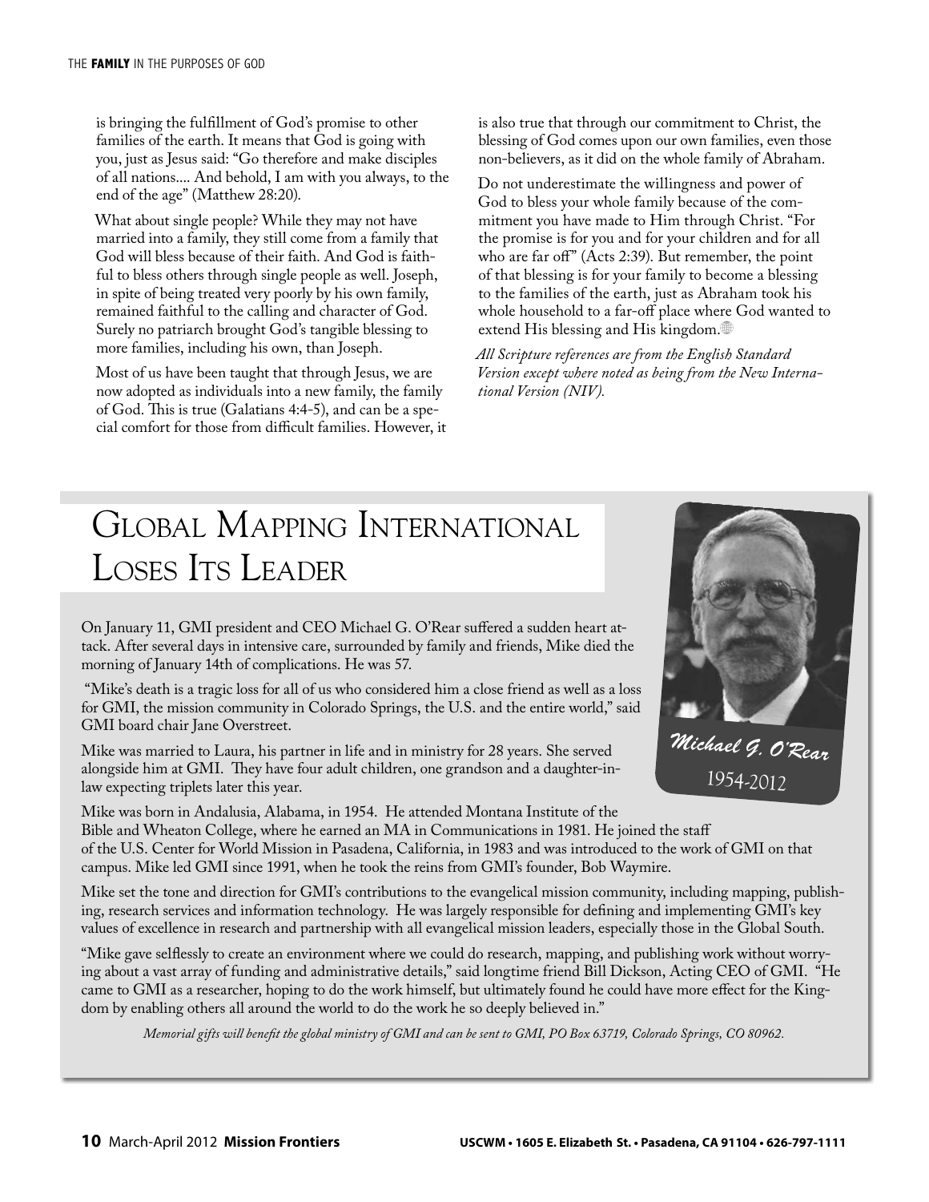is bringing the fulfillment of God's promise to other families of the earth. It means that God is going with you, just as Jesus said: "Go therefore and make disciples of all nations.... And behold, I am with you always, to the end of the age" (Matthew 28:20).

What about single people? While they may not have married into a family, they still come from a family that God will bless because of their faith. And God is faithful to bless others through single people as well. Joseph, in spite of being treated very poorly by his own family, remained faithful to the calling and character of God. Surely no patriarch brought God's tangible blessing to more families, including his own, than Joseph.

Most of us have been taught that through Jesus, we are now adopted as individuals into a new family, the family of God. This is true (Galatians 4:4-5), and can be a special comfort for those from difficult families. However, it is also true that through our commitment to Christ, the blessing of God comes upon our own families, even those non-believers, as it did on the whole family of Abraham.

Do not underestimate the willingness and power of God to bless your whole family because of the commitment you have made to Him through Christ. "For the promise is for you and for your children and for all who are far off" (Acts 2:39). But remember, the point of that blessing is for your family to become a blessing to the families of the earth, just as Abraham took his whole household to a far-off place where God wanted to extend His blessing and His kingdom.

*All Scripture references are from the English Standard Version except where noted as being from the New International Version (NIV).*

# Global Mapping International Loses Its Leader

*Michael G. O'Rear*
1954-2012

On January 11, GMI president and CEO Michael G. O'Rear suffered a sudden heart attack. After several days in intensive care, surrounded by family and friends, Mike died the morning of January 14th of complications. He was 57.

"Mike's death is a tragic loss for all of us who considered him a close friend as well as a loss for GMI, the mission community in Colorado Springs, the U.S. and the entire world," said GMI board chair Jane Overstreet.

Mike was married to Laura, his partner in life and in ministry for 28 years. She served alongside him at GMI. They have four adult children, one grandson and a daughter-in-law expecting triplets later this year.

Mike was born in Andalusia, Alabama, in 1954. He attended Montana Institute of the Bible and Wheaton College, where he earned an MA in Communications in 1981. He joined the staff of the U.S. Center for World Mission in Pasadena, California, in 1983 and was introduced to the work of GMI on that campus. Mike led GMI since 1991, when he took the reins from GMI's founder, Bob Waymire.

Mike set the tone and direction for GMI's contributions to the evangelical mission community, including mapping, publishing, research services and information technology. He was largely responsible for defining and implementing GMI's key values of excellence in research and partnership with all evangelical mission leaders, especially those in the Global South.

"Mike gave selflessly to create an environment where we could do research, mapping, and publishing work without worrying about a vast array of funding and administrative details," said longtime friend Bill Dickson, Acting CEO of GMI. "He came to GMI as a researcher, hoping to do the work himself, but ultimately found he could have more effect for the Kingdom by enabling others all around the world to do the work he so deeply believed in."

*Memorial gifts will benefit the global ministry of GMI and can be sent to GMI, PO Box 63719, Colorado Springs, CO 80962.*